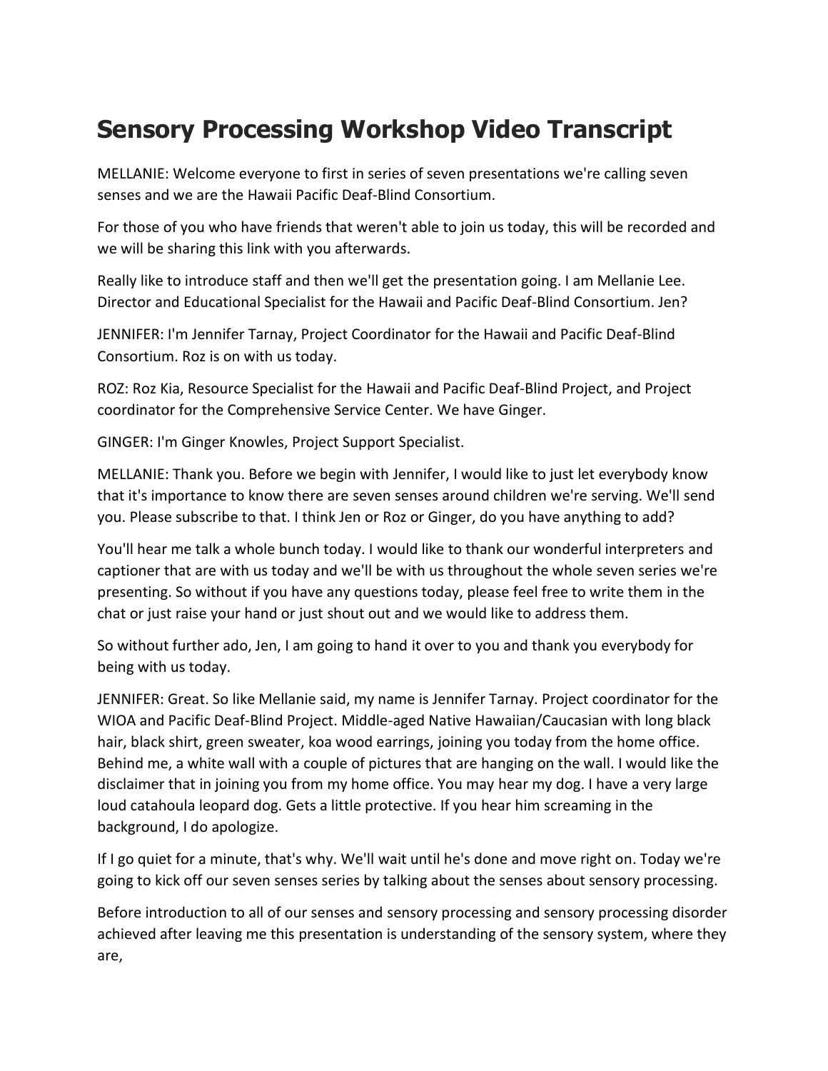# Sensory Processing Workshop Video Transcript

MELLANIE: Welcome everyone to first in series of seven presentations we're calling seven senses and we are the Hawaii Pacific Deaf-Blind Consortium.

For those of you who have friends that weren't able to join us today, this will be recorded and we will be sharing this link with you afterwards.

Really like to introduce staff and then we'll get the presentation going. I am Mellanie Lee. Director and Educational Specialist for the Hawaii and Pacific Deaf-Blind Consortium. Jen?

JENNIFER: I'm Jennifer Tarnay, Project Coordinator for the Hawaii and Pacific Deaf-Blind Consortium. Roz is on with us today.

ROZ: Roz Kia, Resource Specialist for the Hawaii and Pacific Deaf-Blind Project, and Project coordinator for the Comprehensive Service Center. We have Ginger.

GINGER: I'm Ginger Knowles, Project Support Specialist.

MELLANIE: Thank you. Before we begin with Jennifer, I would like to just let everybody know that it's importance to know there are seven senses around children we're serving. We'll send you. Please subscribe to that. I think Jen or Roz or Ginger, do you have anything to add?

You'll hear me talk a whole bunch today. I would like to thank our wonderful interpreters and captioner that are with us today and we'll be with us throughout the whole seven series we're presenting. So without if you have any questions today, please feel free to write them in the chat or just raise your hand or just shout out and we would like to address them.

So without further ado, Jen, I am going to hand it over to you and thank you everybody for being with us today.

JENNIFER: Great. So like Mellanie said, my name is Jennifer Tarnay. Project coordinator for the WIOA and Pacific Deaf-Blind Project. Middle-aged Native Hawaiian/Caucasian with long black hair, black shirt, green sweater, koa wood earrings, joining you today from the home office. Behind me, a white wall with a couple of pictures that are hanging on the wall. I would like the disclaimer that in joining you from my home office. You may hear my dog. I have a very large loud catahoula leopard dog. Gets a little protective. If you hear him screaming in the background, I do apologize.

If I go quiet for a minute, that's why. We'll wait until he's done and move right on. Today we're going to kick off our seven senses series by talking about the senses about sensory processing.

Before introduction to all of our senses and sensory processing and sensory processing disorder achieved after leaving me this presentation is understanding of the sensory system, where they are,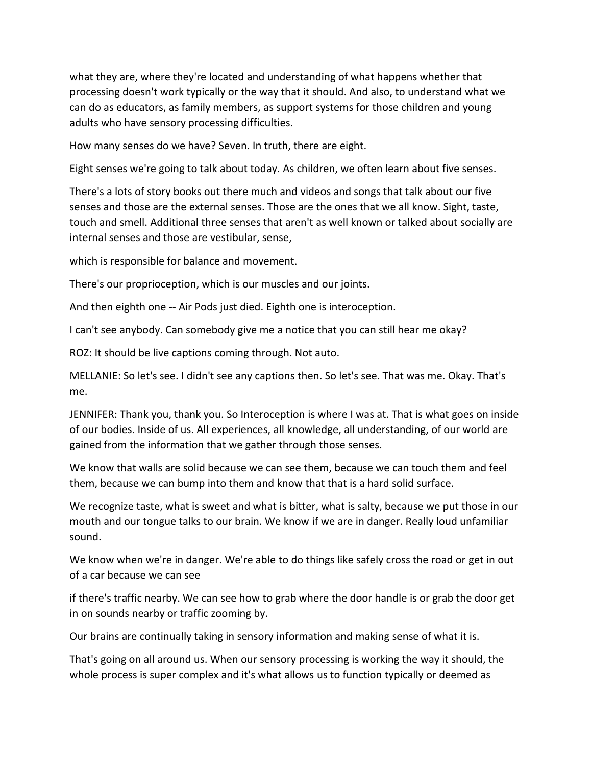what they are, where they're located and understanding of what happens whether that processing doesn't work typically or the way that it should. And also, to understand what we can do as educators, as family members, as support systems for those children and young adults who have sensory processing difficulties.

How many senses do we have? Seven. In truth, there are eight.

Eight senses we're going to talk about today. As children, we often learn about five senses.

There's a lots of story books out there much and videos and songs that talk about our five senses and those are the external senses. Those are the ones that we all know. Sight, taste, touch and smell. Additional three senses that aren't as well known or talked about socially are internal senses and those are vestibular, sense,

which is responsible for balance and movement.

There's our proprioception, which is our muscles and our joints.

And then eighth one -- Air Pods just died. Eighth one is interoception.

I can't see anybody. Can somebody give me a notice that you can still hear me okay?

ROZ: It should be live captions coming through. Not auto.

MELLANIE: So let's see. I didn't see any captions then. So let's see. That was me. Okay. That's me.

JENNIFER: Thank you, thank you. So Interoception is where I was at. That is what goes on inside of our bodies. Inside of us. All experiences, all knowledge, all understanding, of our world are gained from the information that we gather through those senses.

We know that walls are solid because we can see them, because we can touch them and feel them, because we can bump into them and know that that is a hard solid surface.

We recognize taste, what is sweet and what is bitter, what is salty, because we put those in our mouth and our tongue talks to our brain. We know if we are in danger. Really loud unfamiliar sound.

We know when we're in danger. We're able to do things like safely cross the road or get in out of a car because we can see

if there's traffic nearby. We can see how to grab where the door handle is or grab the door get in on sounds nearby or traffic zooming by.

Our brains are continually taking in sensory information and making sense of what it is.

That's going on all around us. When our sensory processing is working the way it should, the whole process is super complex and it's what allows us to function typically or deemed as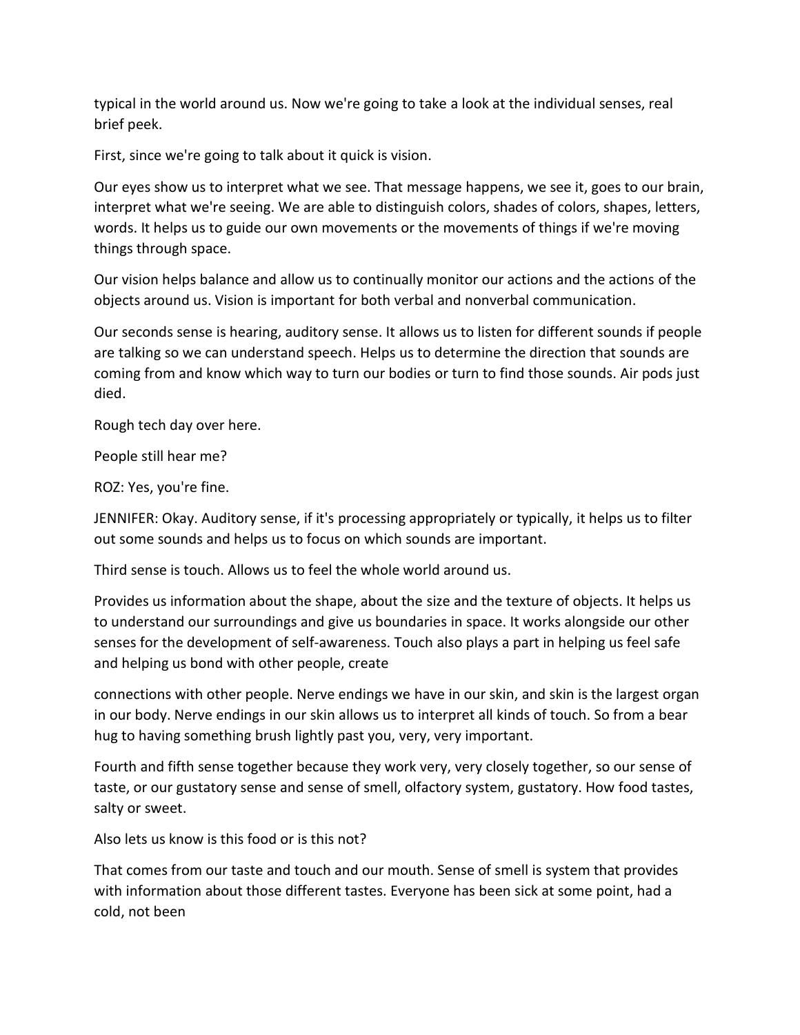typical in the world around us. Now we're going to take a look at the individual senses, real brief peek.

First, since we're going to talk about it quick is vision.

Our eyes show us to interpret what we see. That message happens, we see it, goes to our brain, interpret what we're seeing. We are able to distinguish colors, shades of colors, shapes, letters, words. It helps us to guide our own movements or the movements of things if we're moving things through space.

Our vision helps balance and allow us to continually monitor our actions and the actions of the objects around us. Vision is important for both verbal and nonverbal communication.

Our seconds sense is hearing, auditory sense. It allows us to listen for different sounds if people are talking so we can understand speech. Helps us to determine the direction that sounds are coming from and know which way to turn our bodies or turn to find those sounds. Air pods just died.

Rough tech day over here.

People still hear me?

ROZ: Yes, you're fine.

JENNIFER: Okay. Auditory sense, if it's processing appropriately or typically, it helps us to filter out some sounds and helps us to focus on which sounds are important.

Third sense is touch. Allows us to feel the whole world around us.

Provides us information about the shape, about the size and the texture of objects. It helps us to understand our surroundings and give us boundaries in space. It works alongside our other senses for the development of self-awareness. Touch also plays a part in helping us feel safe and helping us bond with other people, create

connections with other people. Nerve endings we have in our skin, and skin is the largest organ in our body. Nerve endings in our skin allows us to interpret all kinds of touch. So from a bear hug to having something brush lightly past you, very, very important.

Fourth and fifth sense together because they work very, very closely together, so our sense of taste, or our gustatory sense and sense of smell, olfactory system, gustatory. How food tastes, salty or sweet.

Also lets us know is this food or is this not?

That comes from our taste and touch and our mouth. Sense of smell is system that provides with information about those different tastes. Everyone has been sick at some point, had a cold, not been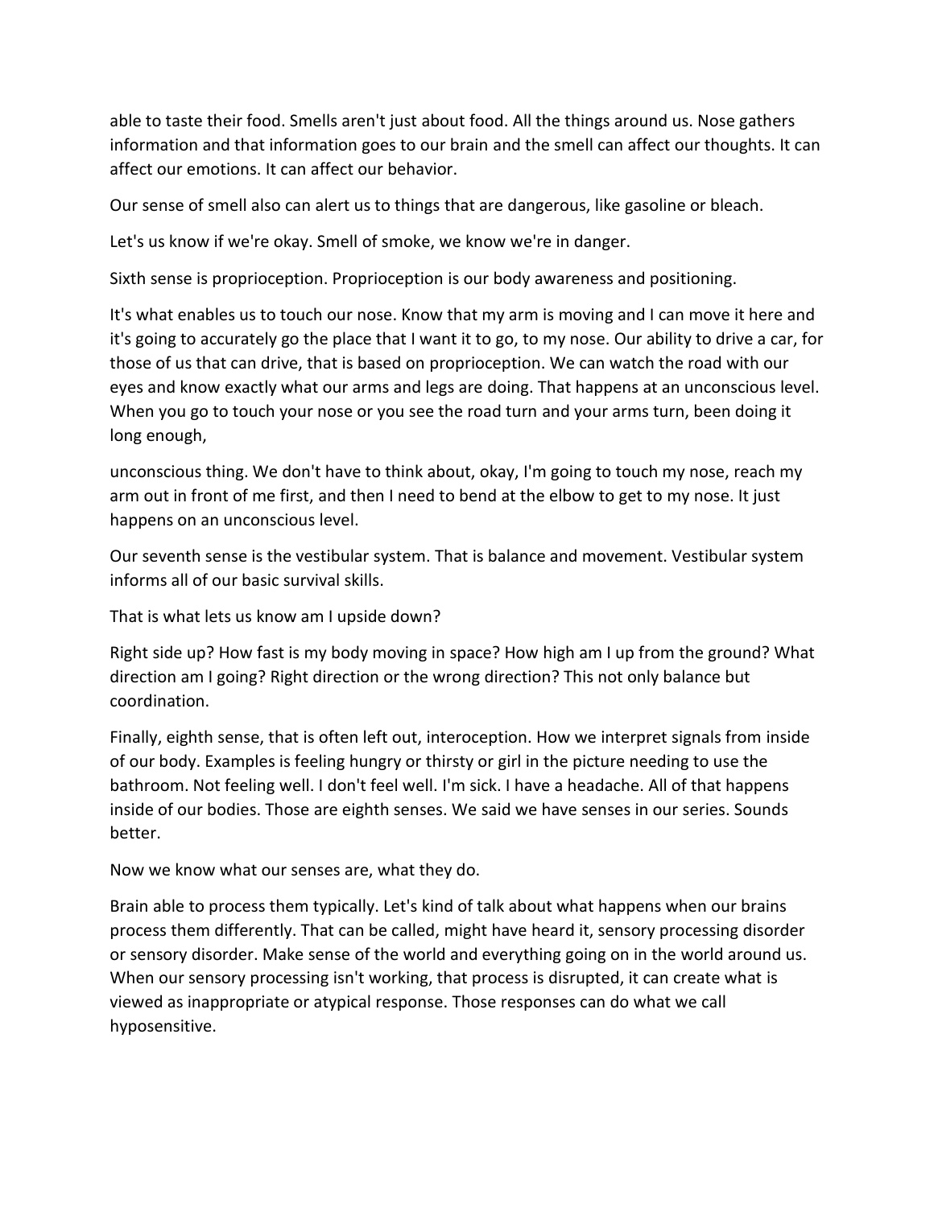able to taste their food. Smells aren't just about food. All the things around us. Nose gathers information and that information goes to our brain and the smell can affect our thoughts. It can affect our emotions. It can affect our behavior.

Our sense of smell also can alert us to things that are dangerous, like gasoline or bleach.

Let's us know if we're okay. Smell of smoke, we know we're in danger.

Sixth sense is proprioception. Proprioception is our body awareness and positioning.

It's what enables us to touch our nose. Know that my arm is moving and I can move it here and it's going to accurately go the place that I want it to go, to my nose. Our ability to drive a car, for those of us that can drive, that is based on proprioception. We can watch the road with our eyes and know exactly what our arms and legs are doing. That happens at an unconscious level. When you go to touch your nose or you see the road turn and your arms turn, been doing it long enough,

unconscious thing. We don't have to think about, okay, I'm going to touch my nose, reach my arm out in front of me first, and then I need to bend at the elbow to get to my nose. It just happens on an unconscious level.

Our seventh sense is the vestibular system. That is balance and movement. Vestibular system informs all of our basic survival skills.

That is what lets us know am I upside down?

Right side up? How fast is my body moving in space? How high am I up from the ground? What direction am I going? Right direction or the wrong direction? This not only balance but coordination.

Finally, eighth sense, that is often left out, interoception. How we interpret signals from inside of our body. Examples is feeling hungry or thirsty or girl in the picture needing to use the bathroom. Not feeling well. I don't feel well. I'm sick. I have a headache. All of that happens inside of our bodies. Those are eighth senses. We said we have senses in our series. Sounds better.

Now we know what our senses are, what they do.

Brain able to process them typically. Let's kind of talk about what happens when our brains process them differently. That can be called, might have heard it, sensory processing disorder or sensory disorder. Make sense of the world and everything going on in the world around us. When our sensory processing isn't working, that process is disrupted, it can create what is viewed as inappropriate or atypical response. Those responses can do what we call hyposensitive.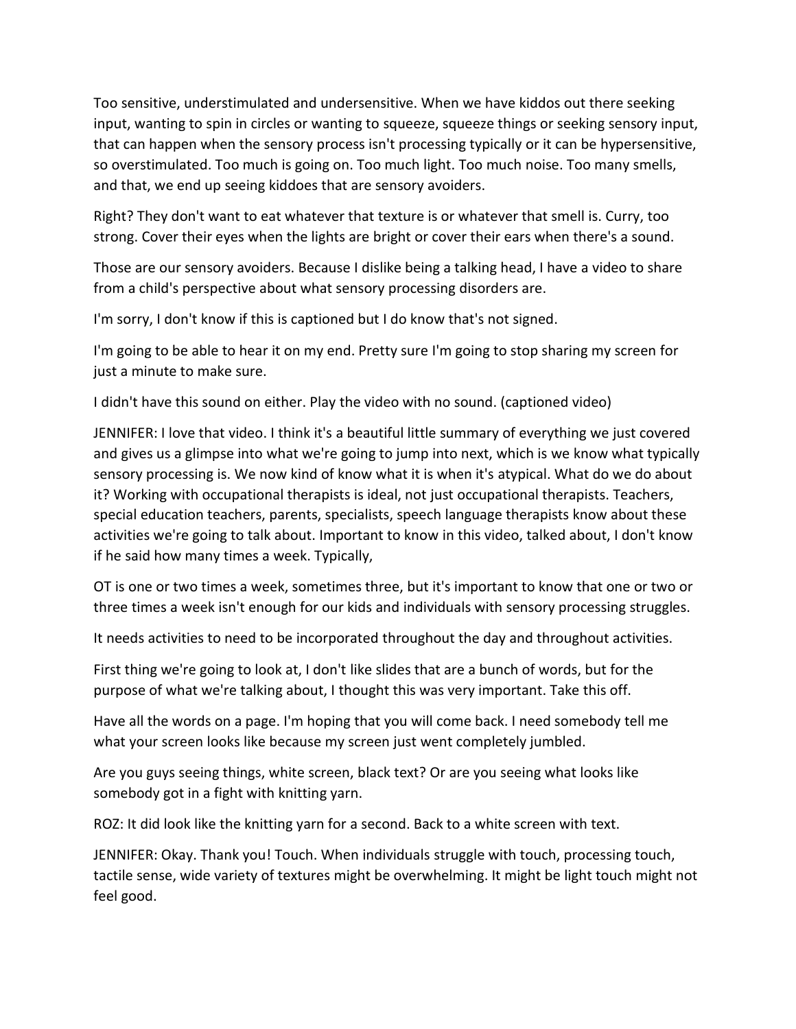Too sensitive, understimulated and undersensitive. When we have kiddos out there seeking input, wanting to spin in circles or wanting to squeeze, squeeze things or seeking sensory input, that can happen when the sensory process isn't processing typically or it can be hypersensitive, so overstimulated. Too much is going on. Too much light. Too much noise. Too many smells, and that, we end up seeing kiddoes that are sensory avoiders.

Right? They don't want to eat whatever that texture is or whatever that smell is. Curry, too strong. Cover their eyes when the lights are bright or cover their ears when there's a sound.

Those are our sensory avoiders. Because I dislike being a talking head, I have a video to share from a child's perspective about what sensory processing disorders are.

I'm sorry, I don't know if this is captioned but I do know that's not signed.

I'm going to be able to hear it on my end. Pretty sure I'm going to stop sharing my screen for just a minute to make sure.

I didn't have this sound on either. Play the video with no sound. (captioned video)

JENNIFER: I love that video. I think it's a beautiful little summary of everything we just covered and gives us a glimpse into what we're going to jump into next, which is we know what typically sensory processing is. We now kind of know what it is when it's atypical. What do we do about it? Working with occupational therapists is ideal, not just occupational therapists. Teachers, special education teachers, parents, specialists, speech language therapists know about these activities we're going to talk about. Important to know in this video, talked about, I don't know if he said how many times a week. Typically,

OT is one or two times a week, sometimes three, but it's important to know that one or two or three times a week isn't enough for our kids and individuals with sensory processing struggles.

It needs activities to need to be incorporated throughout the day and throughout activities.

First thing we're going to look at, I don't like slides that are a bunch of words, but for the purpose of what we're talking about, I thought this was very important. Take this off.

Have all the words on a page. I'm hoping that you will come back. I need somebody tell me what your screen looks like because my screen just went completely jumbled.

Are you guys seeing things, white screen, black text? Or are you seeing what looks like somebody got in a fight with knitting yarn.

ROZ: It did look like the knitting yarn for a second. Back to a white screen with text.

JENNIFER: Okay. Thank you! Touch. When individuals struggle with touch, processing touch, tactile sense, wide variety of textures might be overwhelming. It might be light touch might not feel good.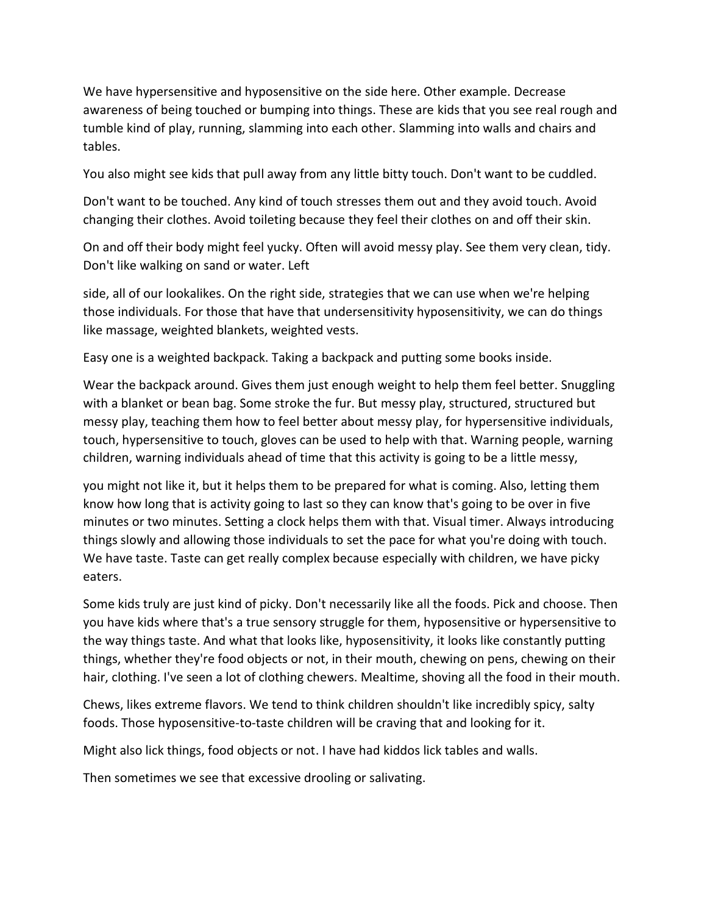We have hypersensitive and hyposensitive on the side here. Other example. Decrease awareness of being touched or bumping into things. These are kids that you see real rough and tumble kind of play, running, slamming into each other. Slamming into walls and chairs and tables.

You also might see kids that pull away from any little bitty touch. Don't want to be cuddled.

Don't want to be touched. Any kind of touch stresses them out and they avoid touch. Avoid changing their clothes. Avoid toileting because they feel their clothes on and off their skin.

On and off their body might feel yucky. Often will avoid messy play. See them very clean, tidy. Don't like walking on sand or water. Left

side, all of our lookalikes. On the right side, strategies that we can use when we're helping those individuals. For those that have that undersensitivity hyposensitivity, we can do things like massage, weighted blankets, weighted vests.

Easy one is a weighted backpack. Taking a backpack and putting some books inside.

Wear the backpack around. Gives them just enough weight to help them feel better. Snuggling with a blanket or bean bag. Some stroke the fur. But messy play, structured, structured but messy play, teaching them how to feel better about messy play, for hypersensitive individuals, touch, hypersensitive to touch, gloves can be used to help with that. Warning people, warning children, warning individuals ahead of time that this activity is going to be a little messy,

you might not like it, but it helps them to be prepared for what is coming. Also, letting them know how long that is activity going to last so they can know that's going to be over in five minutes or two minutes. Setting a clock helps them with that. Visual timer. Always introducing things slowly and allowing those individuals to set the pace for what you're doing with touch. We have taste. Taste can get really complex because especially with children, we have picky eaters.

Some kids truly are just kind of picky. Don't necessarily like all the foods. Pick and choose. Then you have kids where that's a true sensory struggle for them, hyposensitive or hypersensitive to the way things taste. And what that looks like, hyposensitivity, it looks like constantly putting things, whether they're food objects or not, in their mouth, chewing on pens, chewing on their hair, clothing. I've seen a lot of clothing chewers. Mealtime, shoving all the food in their mouth.

Chews, likes extreme flavors. We tend to think children shouldn't like incredibly spicy, salty foods. Those hyposensitive-to-taste children will be craving that and looking for it.

Might also lick things, food objects or not. I have had kiddos lick tables and walls.

Then sometimes we see that excessive drooling or salivating.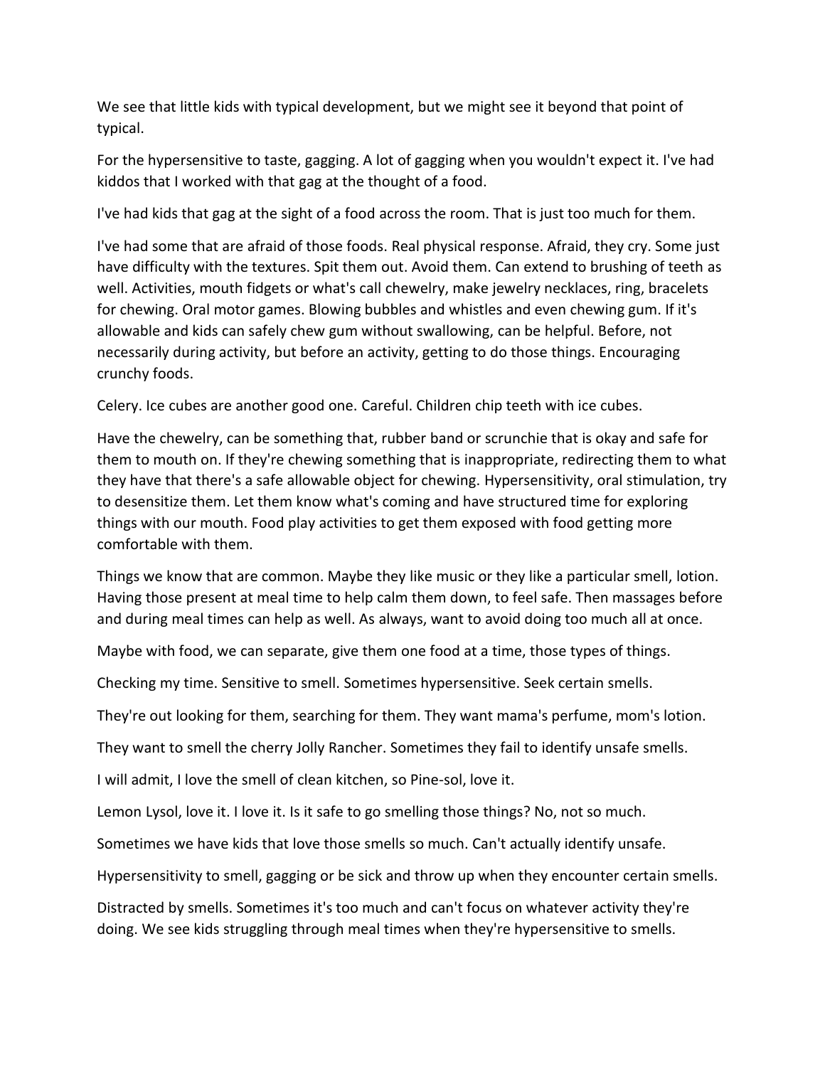We see that little kids with typical development, but we might see it beyond that point of typical.

For the hypersensitive to taste, gagging. A lot of gagging when you wouldn't expect it. I've had kiddos that I worked with that gag at the thought of a food.

I've had kids that gag at the sight of a food across the room. That is just too much for them.

I've had some that are afraid of those foods. Real physical response. Afraid, they cry. Some just have difficulty with the textures. Spit them out. Avoid them. Can extend to brushing of teeth as well. Activities, mouth fidgets or what's call chewelry, make jewelry necklaces, ring, bracelets for chewing. Oral motor games. Blowing bubbles and whistles and even chewing gum. If it's allowable and kids can safely chew gum without swallowing, can be helpful. Before, not necessarily during activity, but before an activity, getting to do those things. Encouraging crunchy foods.

Celery. Ice cubes are another good one. Careful. Children chip teeth with ice cubes.

Have the chewelry, can be something that, rubber band or scrunchie that is okay and safe for them to mouth on. If they're chewing something that is inappropriate, redirecting them to what they have that there's a safe allowable object for chewing. Hypersensitivity, oral stimulation, try to desensitize them. Let them know what's coming and have structured time for exploring things with our mouth. Food play activities to get them exposed with food getting more comfortable with them.

Things we know that are common. Maybe they like music or they like a particular smell, lotion. Having those present at meal time to help calm them down, to feel safe. Then massages before and during meal times can help as well. As always, want to avoid doing too much all at once.

Maybe with food, we can separate, give them one food at a time, those types of things.

Checking my time. Sensitive to smell. Sometimes hypersensitive. Seek certain smells.

They're out looking for them, searching for them. They want mama's perfume, mom's lotion.

They want to smell the cherry Jolly Rancher. Sometimes they fail to identify unsafe smells.

I will admit, I love the smell of clean kitchen, so Pine-sol, love it.

Lemon Lysol, love it. I love it. Is it safe to go smelling those things? No, not so much.

Sometimes we have kids that love those smells so much. Can't actually identify unsafe.

Hypersensitivity to smell, gagging or be sick and throw up when they encounter certain smells.

Distracted by smells. Sometimes it's too much and can't focus on whatever activity they're doing. We see kids struggling through meal times when they're hypersensitive to smells.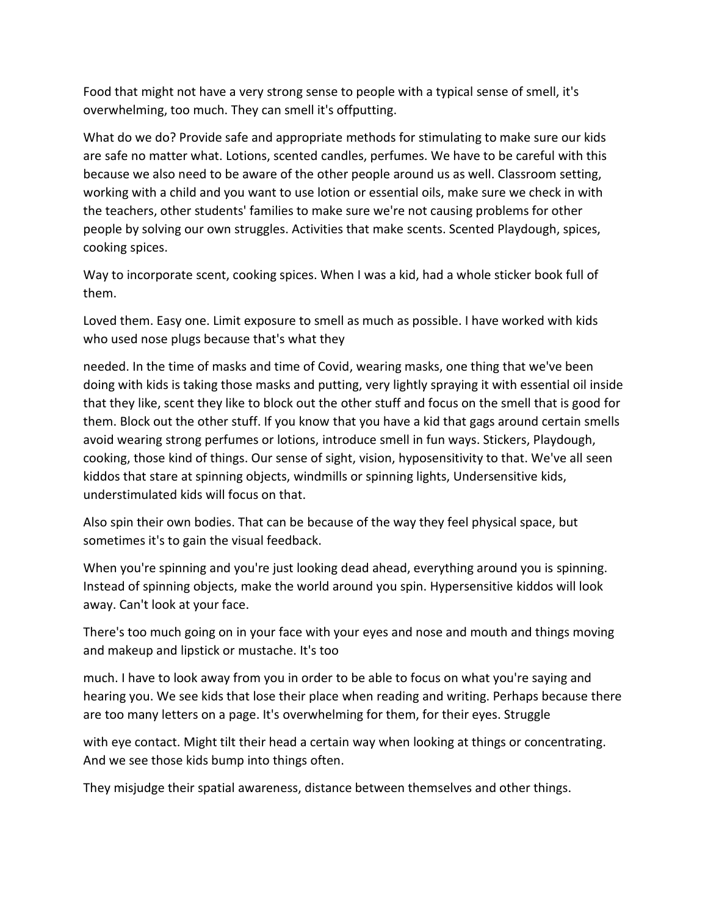Food that might not have a very strong sense to people with a typical sense of smell, it's overwhelming, too much. They can smell it's offputting.

What do we do? Provide safe and appropriate methods for stimulating to make sure our kids are safe no matter what. Lotions, scented candles, perfumes. We have to be careful with this because we also need to be aware of the other people around us as well. Classroom setting, working with a child and you want to use lotion or essential oils, make sure we check in with the teachers, other students' families to make sure we're not causing problems for other people by solving our own struggles. Activities that make scents. Scented Playdough, spices, cooking spices.

Way to incorporate scent, cooking spices. When I was a kid, had a whole sticker book full of them.

Loved them. Easy one. Limit exposure to smell as much as possible. I have worked with kids who used nose plugs because that's what they needed. In the time of masks and time of Covid, wearing masks, one thing that we've been doing with kids is taking those masks and putting, very lightly spraying it with essential oil inside that they like, scent they like to block out the other stuff and focus on the smell that is good for them. Block out the other stuff. If you know that you have a kid that gags around certain smells avoid wearing strong perfumes or lotions, introduce smell in fun ways. Stickers, Playdough, cooking, those kind of things. Our sense of sight, vision, hyposensitivity to that. We've all seen kiddos that stare at spinning objects, windmills or spinning lights, Undersensitive kids, understimulated kids will focus on that.

Also spin their own bodies. That can be because of the way they feel physical space, but sometimes it's to gain the visual feedback.

When you're spinning and you're just looking dead ahead, everything around you is spinning. Instead of spinning objects, make the world around you spin. Hypersensitive kiddos will look away. Can't look at your face.

There's too much going on in your face with your eyes and nose and mouth and things moving and makeup and lipstick or mustache. It's too much. I have to look away from you in order to be able to focus on what you're saying and hearing you. We see kids that lose their place when reading and writing. Perhaps because there are too many letters on a page. It's overwhelming for them, for their eyes. Struggle with eye contact. Might tilt their head a certain way when looking at things or concentrating. And we see those kids bump into things often.

They misjudge their spatial awareness, distance between themselves and other things.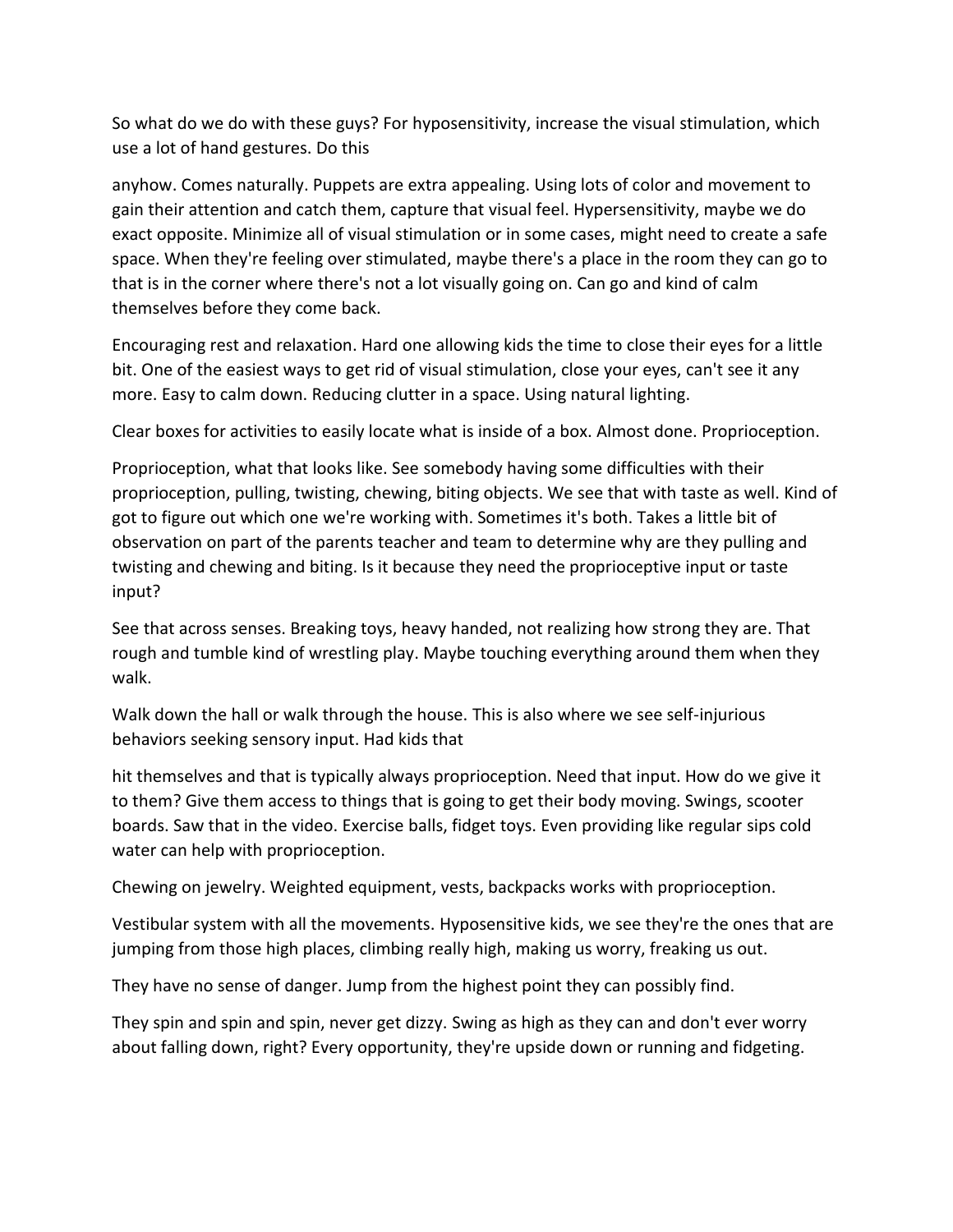So what do we do with these guys? For hyposensitivity, increase the visual stimulation, which use a lot of hand gestures. Do this

anyhow. Comes naturally. Puppets are extra appealing. Using lots of color and movement to gain their attention and catch them, capture that visual feel. Hypersensitivity, maybe we do exact opposite. Minimize all of visual stimulation or in some cases, might need to create a safe space. When they're feeling over stimulated, maybe there's a place in the room they can go to that is in the corner where there's not a lot visually going on. Can go and kind of calm themselves before they come back.

Encouraging rest and relaxation. Hard one allowing kids the time to close their eyes for a little bit. One of the easiest ways to get rid of visual stimulation, close your eyes, can't see it any more. Easy to calm down. Reducing clutter in a space. Using natural lighting.

Clear boxes for activities to easily locate what is inside of a box. Almost done. Proprioception.

Proprioception, what that looks like. See somebody having some difficulties with their proprioception, pulling, twisting, chewing, biting objects. We see that with taste as well. Kind of got to figure out which one we're working with. Sometimes it's both. Takes a little bit of observation on part of the parents teacher and team to determine why are they pulling and twisting and chewing and biting. Is it because they need the proprioceptive input or taste input?

See that across senses. Breaking toys, heavy handed, not realizing how strong they are. That rough and tumble kind of wrestling play. Maybe touching everything around them when they walk.

Walk down the hall or walk through the house. This is also where we see self-injurious behaviors seeking sensory input. Had kids that

hit themselves and that is typically always proprioception. Need that input. How do we give it to them? Give them access to things that is going to get their body moving. Swings, scooter boards. Saw that in the video. Exercise balls, fidget toys. Even providing like regular sips cold water can help with proprioception.

Chewing on jewelry. Weighted equipment, vests, backpacks works with proprioception.

Vestibular system with all the movements. Hyposensitive kids, we see they're the ones that are jumping from those high places, climbing really high, making us worry, freaking us out.

They have no sense of danger. Jump from the highest point they can possibly find.

They spin and spin and spin, never get dizzy. Swing as high as they can and don't ever worry about falling down, right? Every opportunity, they're upside down or running and fidgeting.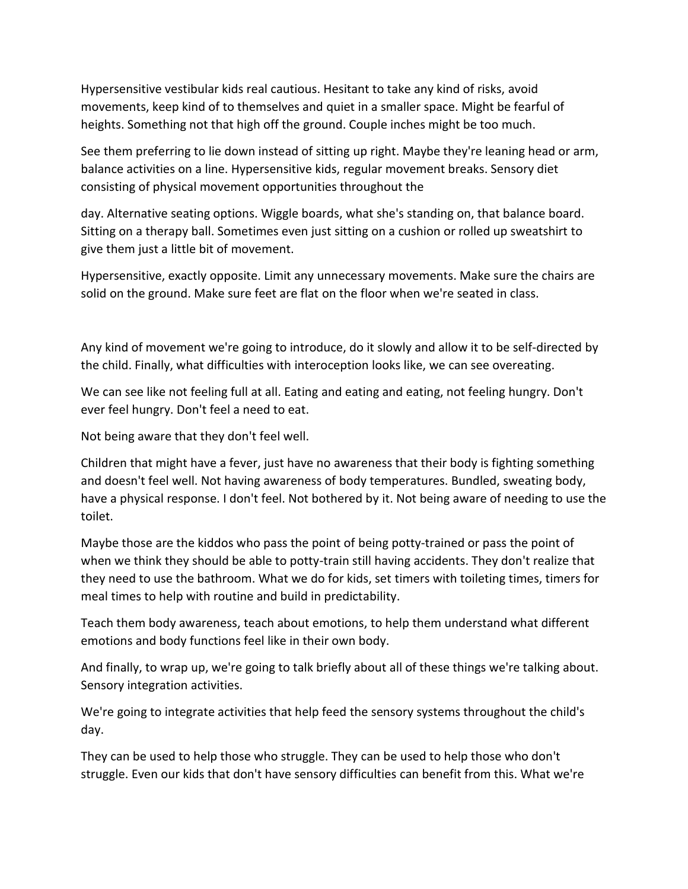Hypersensitive vestibular kids real cautious. Hesitant to take any kind of risks, avoid movements, keep kind of to themselves and quiet in a smaller space. Might be fearful of heights. Something not that high off the ground. Couple inches might be too much.

See them preferring to lie down instead of sitting up right. Maybe they're leaning head or arm, balance activities on a line. Hypersensitive kids, regular movement breaks. Sensory diet consisting of physical movement opportunities throughout the

day. Alternative seating options. Wiggle boards, what she's standing on, that balance board. Sitting on a therapy ball. Sometimes even just sitting on a cushion or rolled up sweatshirt to give them just a little bit of movement.

Hypersensitive, exactly opposite. Limit any unnecessary movements. Make sure the chairs are solid on the ground. Make sure feet are flat on the floor when we're seated in class.

Any kind of movement we're going to introduce, do it slowly and allow it to be self-directed by the child. Finally, what difficulties with interoception looks like, we can see overeating.

We can see like not feeling full at all. Eating and eating and eating, not feeling hungry. Don't ever feel hungry. Don't feel a need to eat.

Not being aware that they don't feel well.

Children that might have a fever, just have no awareness that their body is fighting something and doesn't feel well. Not having awareness of body temperatures. Bundled, sweating body, have a physical response. I don't feel. Not bothered by it. Not being aware of needing to use the toilet.

Maybe those are the kiddos who pass the point of being potty-trained or pass the point of when we think they should be able to potty-train still having accidents. They don't realize that they need to use the bathroom. What we do for kids, set timers with toileting times, timers for meal times to help with routine and build in predictability.

Teach them body awareness, teach about emotions, to help them understand what different emotions and body functions feel like in their own body.

And finally, to wrap up, we're going to talk briefly about all of these things we're talking about. Sensory integration activities.

We're going to integrate activities that help feed the sensory systems throughout the child's day.

They can be used to help those who struggle. They can be used to help those who don't struggle. Even our kids that don't have sensory difficulties can benefit from this. What we're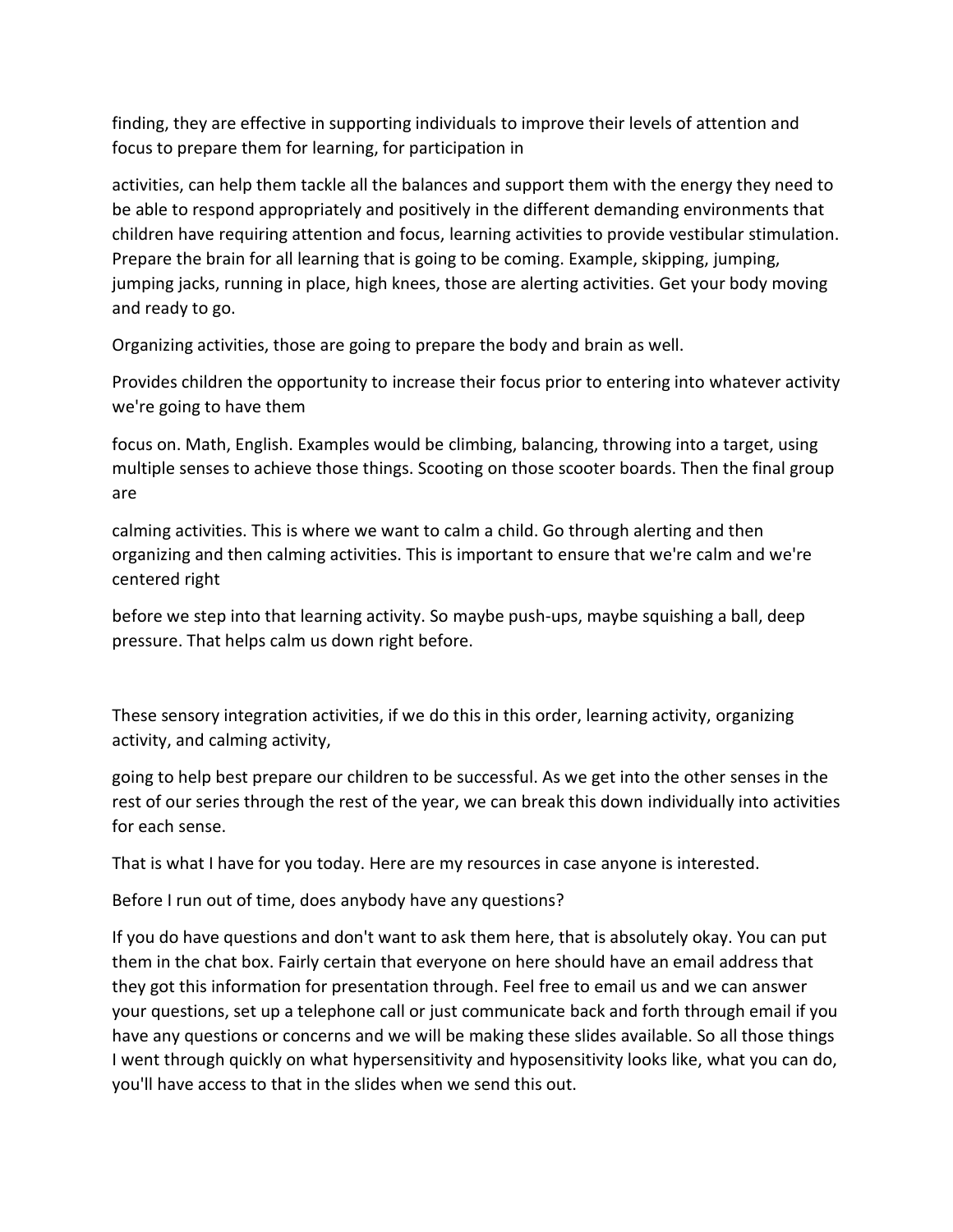finding, they are effective in supporting individuals to improve their levels of attention and focus to prepare them for learning, for participation in

activities, can help them tackle all the balances and support them with the energy they need to be able to respond appropriately and positively in the different demanding environments that children have requiring attention and focus, learning activities to provide vestibular stimulation. Prepare the brain for all learning that is going to be coming. Example, skipping, jumping, jumping jacks, running in place, high knees, those are alerting activities. Get your body moving and ready to go.

Organizing activities, those are going to prepare the body and brain as well.

Provides children the opportunity to increase their focus prior to entering into whatever activity we're going to have them

focus on. Math, English. Examples would be climbing, balancing, throwing into a target, using multiple senses to achieve those things. Scooting on those scooter boards. Then the final group are

calming activities. This is where we want to calm a child. Go through alerting and then organizing and then calming activities. This is important to ensure that we're calm and we're centered right

before we step into that learning activity. So maybe push-ups, maybe squishing a ball, deep pressure. That helps calm us down right before.

These sensory integration activities, if we do this in this order, learning activity, organizing activity, and calming activity,

going to help best prepare our children to be successful. As we get into the other senses in the rest of our series through the rest of the year, we can break this down individually into activities for each sense.

That is what I have for you today. Here are my resources in case anyone is interested.

Before I run out of time, does anybody have any questions?

If you do have questions and don't want to ask them here, that is absolutely okay. You can put them in the chat box. Fairly certain that everyone on here should have an email address that they got this information for presentation through. Feel free to email us and we can answer your questions, set up a telephone call or just communicate back and forth through email if you have any questions or concerns and we will be making these slides available. So all those things I went through quickly on what hypersensitivity and hyposensitivity looks like, what you can do, you'll have access to that in the slides when we send this out.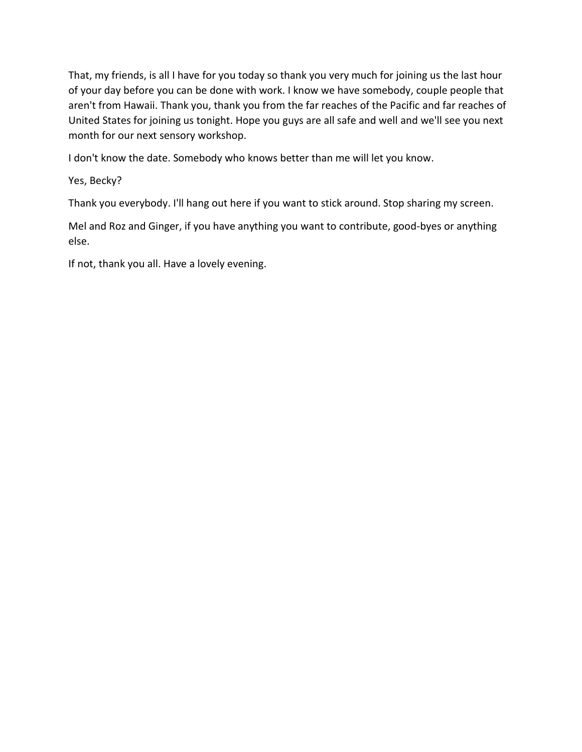That, my friends, is all I have for you today so thank you very much for joining us the last hour of your day before you can be done with work. I know we have somebody, couple people that aren't from Hawaii. Thank you, thank you from the far reaches of the Pacific and far reaches of United States for joining us tonight. Hope you guys are all safe and well and we'll see you next month for our next sensory workshop.

I don't know the date. Somebody who knows better than me will let you know.

Yes, Becky?

Thank you everybody. I'll hang out here if you want to stick around. Stop sharing my screen.

Mel and Roz and Ginger, if you have anything you want to contribute, good-byes or anything else.

If not, thank you all. Have a lovely evening.